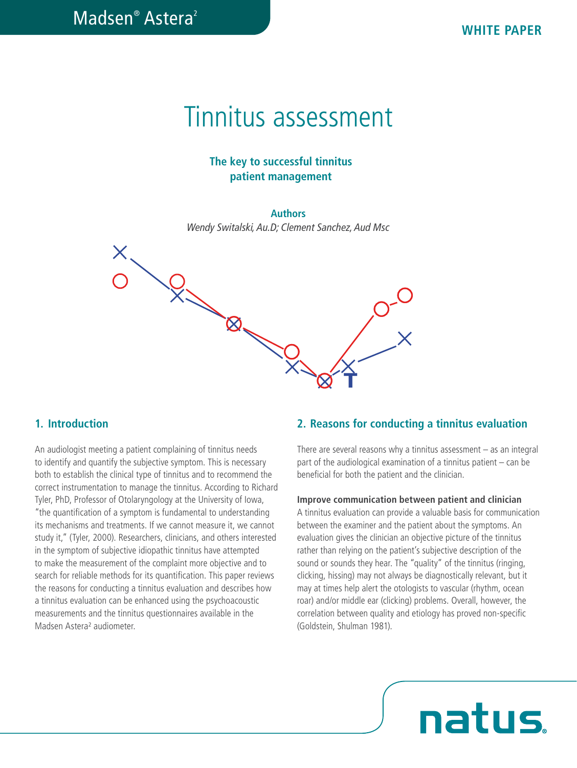Madsen® Astera²

WHITE PAPER

# Tinnitus assessment

**The key to successful tinnitus patient management**

**Authors**

*Wendy Switalski, Au.D; Clement Sanchez, Aud Msc*

## 1. Introduction

An audiologist meeting a patient complaining of tinnitus needs to identify and quantify the subjective symptom. This is necessary both to establish the clinical type of tinnitus and to recommend the correct instrumentation to manage the tinnitus. According to Richard Tyler, PhD, Professor of Otolaryngology at the University of Iowa, "the quantification of a symptom is fundamental to understanding its mechanisms and treatments. If we cannot measure it, we cannot study it," (Tyler, 2000). Researchers, clinicians, and others interested in the symptom of subjective idiopathic tinnitus have attempted to make the measurement of the complaint more objective and to search for reliable methods for its quantification. This paper reviews the reasons for conducting a tinnitus evaluation and describes how a tinnitus evaluation can be enhanced using the psychoacoustic measurements and the tinnitus questionnaires available in the Madsen Astera² audiometer.

## 2. Reasons for conducting a tinnitus evaluation

There are several reasons why a tinnitus assessment – as an integral part of the audiological examination of a tinnitus patient – can be beneficial for both the patient and the clinician.

**Improve communication between patient and clinician**

A tinnitus evaluation can provide a valuable basis for communication between the examiner and the patient about the symptoms. An evaluation gives the clinician an objective picture of the tinnitus rather than relying on the patient's subjective description of the sound or sounds they hear. The "quality" of the tinnitus (ringing, clicking, hissing) may not always be diagnostically relevant, but it may at times help alert the otologists to vascular (rhythm, ocean roar) and/or middle ear (clicking) problems. Overall, however, the correlation between quality and etiology has proved non-specific (Goldstein, Shulman 1981).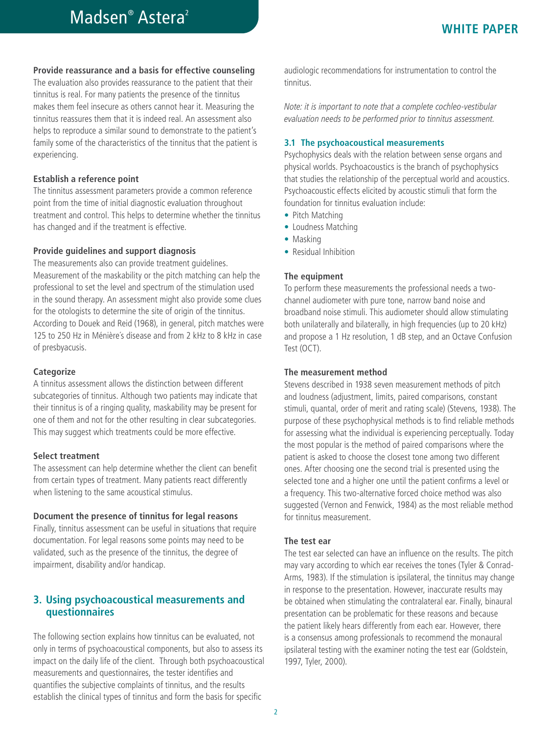**Provide reassurance and a basis for effective counseling**

The evaluation also provides reassurance to the patient that their tinnitus is real. For many patients the presence of the tinnitus makes them feel insecure as others cannot hear it. Measuring the tinnitus reassures them that it is indeed real. An assessment also helps to reproduce a similar sound to demonstrate to the patient's family some of the characteristics of the tinnitus that the patient is experiencing.

**Establish a reference point**

The tinnitus assessment parameters provide a common reference point from the time of initial diagnostic evaluation throughout treatment and control. This helps to determine whether the tinnitus has changed and if the treatment is effective.

**Provide guidelines and support diagnosis**

The measurements also can provide treatment guidelines. Measurement of the maskability or the pitch matching can help the professional to set the level and spectrum of the stimulation used in the sound therapy. An assessment might also provide some clues for the otologists to determine the site of origin of the tinnitus. According to Douek and Reid (1968), in general, pitch matches were 125 to 250 Hz in Ménière´s disease and from 2 kHz to 8 kHz in case of presbyacusis.

**Categorize**

A tinnitus assessment allows the distinction between different subcategories of tinnitus. Although two patients may indicate that their tinnitus is of a ringing quality, maskability may be present for one of them and not for the other resulting in clear subcategories. This may suggest which treatments could be more effective.

**Select treatment**

The assessment can help determine whether the client can benefit from certain types of treatment. Many patients react differently when listening to the same acoustical stimulus.

**Document the presence of tinnitus for legal reasons**

Finally, tinnitus assessment can be useful in situations that require documentation. For legal reasons some points may need to be validated, such as the presence of the tinnitus, the degree of impairment, disability and/or handicap.

## 3. Using psychoacoustical measurements and questionnaires

The following section explains how tinnitus can be evaluated, not only in terms of psychoacoustical components, but also to assess its impact on the daily life of the client. Through both psychoacoustical measurements and questionnaires, the tester identifies and quantifies the subjective complaints of tinnitus, and the results establish the clinical types of tinnitus and form the basis for specific audiologic recommendations for instrumentation to control the tinnitus.

*Note: it is important to note that a complete cochleo-vestibular evaluation needs to be performed prior to tinnitus assessment.*

### 3.1 The psychoacoustical measurements

Psychophysics deals with the relation between sense organs and physical worlds. Psychoacoustics is the branch of psychophysics that studies the relationship of the perceptual world and acoustics. Psychoacoustic effects elicited by acoustic stimuli that form the foundation for tinnitus evaluation include:

- Pitch Matching
- Loudness Matching
- Masking
- Residual Inhibition

**The equipment**

To perform these measurements the professional needs a two-channel audiometer with pure tone, narrow band noise and broadband noise stimuli. This audiometer should allow stimulating both unilaterally and bilaterally, in high frequencies (up to 20 kHz) and propose a 1 Hz resolution, 1 dB step, and an Octave Confusion Test (OCT).

**The measurement method**

Stevens described in 1938 seven measurement methods of pitch and loudness (adjustment, limits, paired comparisons, constant stimuli, quantal, order of merit and rating scale) (Stevens, 1938). The purpose of these psychophysical methods is to find reliable methods for assessing what the individual is experiencing perceptually. Today the most popular is the method of paired comparisons where the patient is asked to choose the closest tone among two different ones. After choosing one the second trial is presented using the selected tone and a higher one until the patient confirms a level or a frequency. This two-alternative forced choice method was also suggested (Vernon and Fenwick, 1984) as the most reliable method for tinnitus measurement.

**The test ear**

The test ear selected can have an influence on the results. The pitch may vary according to which ear receives the tones (Tyler & Conrad-Arms, 1983). If the stimulation is ipsilateral, the tinnitus may change in response to the presentation. However, inaccurate results may be obtained when stimulating the contralateral ear. Finally, binaural presentation can be problematic for these reasons and because the patient likely hears differently from each ear. However, there is a consensus among professionals to recommend the monaural ipsilateral testing with the examiner noting the test ear (Goldstein, 1997, Tyler, 2000).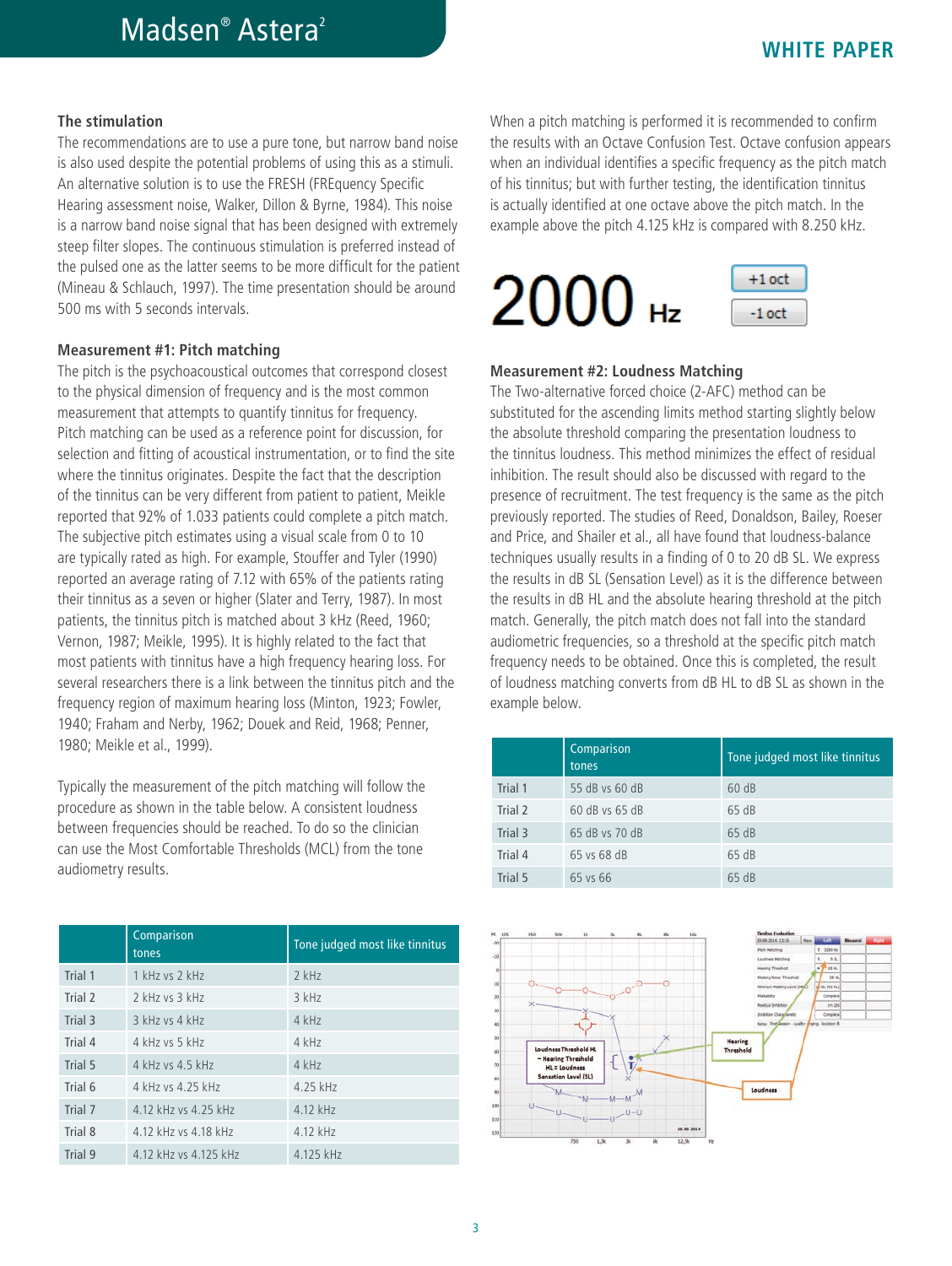### The stimulation

The recommendations are to use a pure tone, but narrow band noise is also used despite the potential problems of using this as a stimuli. An alternative solution is to use the FRESH (FREquency Specific Hearing assessment noise, Walker, Dillon & Byrne, 1984). This noise is a narrow band noise signal that has been designed with extremely steep filter slopes. The continuous stimulation is preferred instead of the pulsed one as the latter seems to be more difficult for the patient (Mineau & Schlauch, 1997). The time presentation should be around 500 ms with 5 seconds intervals.

### Measurement #1: Pitch matching

The pitch is the psychoacoustical outcomes that correspond closest to the physical dimension of frequency and is the most common measurement that attempts to quantify tinnitus for frequency. Pitch matching can be used as a reference point for discussion, for selection and fitting of acoustical instrumentation, or to find the site where the tinnitus originates. Despite the fact that the description of the tinnitus can be very different from patient to patient, Meikle reported that 92% of 1.033 patients could complete a pitch match. The subjective pitch estimates using a visual scale from 0 to 10 are typically rated as high. For example, Stouffer and Tyler (1990) reported an average rating of 7.12 with 65% of the patients rating their tinnitus as a seven or higher (Slater and Terry, 1987). In most patients, the tinnitus pitch is matched about 3 kHz (Reed, 1960; Vernon, 1987; Meikle, 1995). It is highly related to the fact that most patients with tinnitus have a high frequency hearing loss. For several researchers there is a link between the tinnitus pitch and the frequency region of maximum hearing loss (Minton, 1923; Fowler, 1940; Fraham and Nerby, 1962; Douek and Reid, 1968; Penner, 1980; Meikle et al., 1999).

Typically the measurement of the pitch matching will follow the procedure as shown in the table below. A consistent loudness between frequencies should be reached. To do so the clinician can use the Most Comfortable Thresholds (MCL) from the tone audiometry results.

| | Comparison tones | Tone judged most like tinnitus |
|---|---|---|
| Trial 1 | 1 kHz vs 2 kHz | 2 kHz |
| Trial 2 | 2 kHz vs 3 kHz | 3 kHz |
| Trial 3 | 3 kHz vs 4 kHz | 4 kHz |
| Trial 4 | 4 kHz vs 5 kHz | 4 kHz |
| Trial 5 | 4 kHz vs 4.5 kHz | 4 kHz |
| Trial 6 | 4 kHz vs 4.25 kHz | 4.25 kHz |
| Trial 7 | 4.12 kHz vs 4.25 kHz | 4.12 kHz |
| Trial 8 | 4.12 kHz vs 4.18 kHz | 4.12 kHz |
| Trial 9 | 4.12 kHz vs 4.125 kHz | 4.125 kHz |

When a pitch matching is performed it is recommended to confirm the results with an Octave Confusion Test. Octave confusion appears when an individual identifies a specific frequency as the pitch match of his tinnitus; but with further testing, the identification tinnitus is actually identified at one octave above the pitch match. In the example above the pitch 4.125 kHz is compared with 8.250 kHz.

2000 Hz   +1 oct   -1 oct

### Measurement #2: Loudness Matching

The Two-alternative forced choice (2-AFC) method can be substituted for the ascending limits method starting slightly below the absolute threshold comparing the presentation loudness to the tinnitus loudness. This method minimizes the effect of residual inhibition. The result should also be discussed with regard to the presence of recruitment. The test frequency is the same as the pitch previously reported. The studies of Reed, Donaldson, Bailey, Roeser and Price, and Shailer et al., all have found that loudness-balance techniques usually results in a finding of 0 to 20 dB SL. We express the results in dB SL (Sensation Level) as it is the difference between the results in dB HL and the absolute hearing threshold at the pitch match. Generally, the pitch match does not fall into the standard audiometric frequencies, so a threshold at the specific pitch match frequency needs to be obtained. Once this is completed, the result of loudness matching converts from dB HL to dB SL as shown in the example below.

| | Comparison tones | Tone judged most like tinnitus |
|---|---|---|
| Trial 1 | 55 dB vs 60 dB | 60 dB |
| Trial 2 | 60 dB vs 65 dB | 65 dB |
| Trial 3 | 65 dB vs 70 dB | 65 dB |
| Trial 4 | 65 vs 68 dB | 65 dB |
| Trial 5 | 65 vs 66 | 65 dB |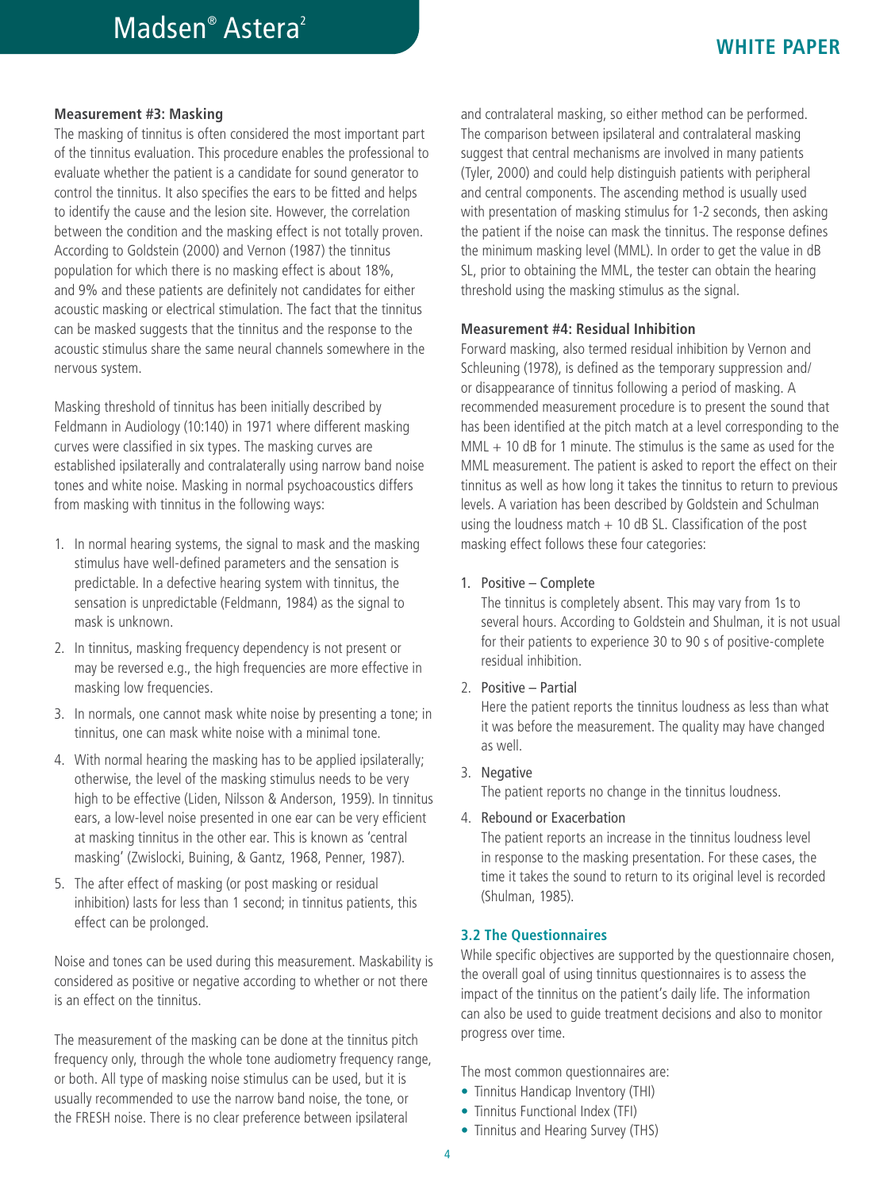### Measurement #3: Masking

The masking of tinnitus is often considered the most important part of the tinnitus evaluation. This procedure enables the professional to evaluate whether the patient is a candidate for sound generator to control the tinnitus. It also specifies the ears to be fitted and helps to identify the cause and the lesion site. However, the correlation between the condition and the masking effect is not totally proven. According to Goldstein (2000) and Vernon (1987) the tinnitus population for which there is no masking effect is about 18%, and 9% and these patients are definitely not candidates for either acoustic masking or electrical stimulation. The fact that the tinnitus can be masked suggests that the tinnitus and the response to the acoustic stimulus share the same neural channels somewhere in the nervous system.

Masking threshold of tinnitus has been initially described by Feldmann in Audiology (10:140) in 1971 where different masking curves were classified in six types. The masking curves are established ipsilaterally and contralaterally using narrow band noise tones and white noise. Masking in normal psychoacoustics differs from masking with tinnitus in the following ways:

1. In normal hearing systems, the signal to mask and the masking stimulus have well-defined parameters and the sensation is predictable. In a defective hearing system with tinnitus, the sensation is unpredictable (Feldmann, 1984) as the signal to mask is unknown.
2. In tinnitus, masking frequency dependency is not present or may be reversed e.g., the high frequencies are more effective in masking low frequencies.
3. In normals, one cannot mask white noise by presenting a tone; in tinnitus, one can mask white noise with a minimal tone.
4. With normal hearing the masking has to be applied ipsilaterally; otherwise, the level of the masking stimulus needs to be very high to be effective (Liden, Nilsson & Anderson, 1959). In tinnitus ears, a low-level noise presented in one ear can be very efficient at masking tinnitus in the other ear. This is known as 'central masking' (Zwislocki, Buining, & Gantz, 1968, Penner, 1987).
5. The after effect of masking (or post masking or residual inhibition) lasts for less than 1 second; in tinnitus patients, this effect can be prolonged.

Noise and tones can be used during this measurement. Maskability is considered as positive or negative according to whether or not there is an effect on the tinnitus.

The measurement of the masking can be done at the tinnitus pitch frequency only, through the whole tone audiometry frequency range, or both. All type of masking noise stimulus can be used, but it is usually recommended to use the narrow band noise, the tone, or the FRESH noise. There is no clear preference between ipsilateral and contralateral masking, so either method can be performed. The comparison between ipsilateral and contralateral masking suggest that central mechanisms are involved in many patients (Tyler, 2000) and could help distinguish patients with peripheral and central components. The ascending method is usually used with presentation of masking stimulus for 1-2 seconds, then asking the patient if the noise can mask the tinnitus. The response defines the minimum masking level (MML). In order to get the value in dB SL, prior to obtaining the MML, the tester can obtain the hearing threshold using the masking stimulus as the signal.

### Measurement #4: Residual Inhibition

Forward masking, also termed residual inhibition by Vernon and Schleuning (1978), is defined as the temporary suppression and/or disappearance of tinnitus following a period of masking. A recommended measurement procedure is to present the sound that has been identified at the pitch match at a level corresponding to the MML + 10 dB for 1 minute. The stimulus is the same as used for the MML measurement. The patient is asked to report the effect on their tinnitus as well as how long it takes the tinnitus to return to previous levels. A variation has been described by Goldstein and Schulman using the loudness match + 10 dB SL. Classification of the post masking effect follows these four categories:

1. Positive – Complete
   The tinnitus is completely absent. This may vary from 1s to several hours. According to Goldstein and Shulman, it is not usual for their patients to experience 30 to 90 s of positive-complete residual inhibition.
2. Positive – Partial
   Here the patient reports the tinnitus loudness as less than what it was before the measurement. The quality may have changed as well.
3. Negative
   The patient reports no change in the tinnitus loudness.
4. Rebound or Exacerbation
   The patient reports an increase in the tinnitus loudness level in response to the masking presentation. For these cases, the time it takes the sound to return to its original level is recorded (Shulman, 1985).

### 3.2 The Questionnaires

While specific objectives are supported by the questionnaire chosen, the overall goal of using tinnitus questionnaires is to assess the impact of the tinnitus on the patient's daily life. The information can also be used to guide treatment decisions and also to monitor progress over time.

The most common questionnaires are:

- Tinnitus Handicap Inventory (THI)
- Tinnitus Functional Index (TFI)
- Tinnitus and Hearing Survey (THS)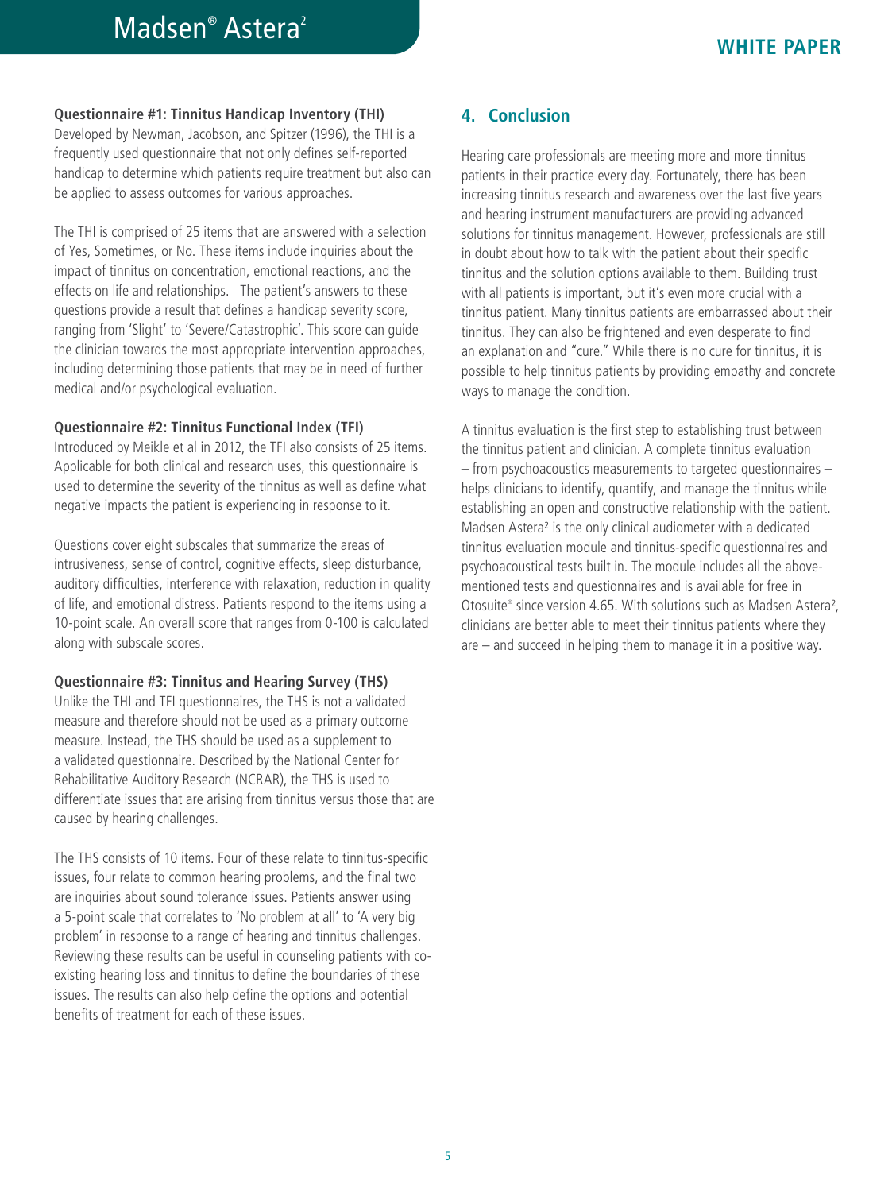**Questionnaire #1: Tinnitus Handicap Inventory (THI)**

Developed by Newman, Jacobson, and Spitzer (1996), the THI is a frequently used questionnaire that not only defines self-reported handicap to determine which patients require treatment but also can be applied to assess outcomes for various approaches.

The THI is comprised of 25 items that are answered with a selection of Yes, Sometimes, or No. These items include inquiries about the impact of tinnitus on concentration, emotional reactions, and the effects on life and relationships. The patient's answers to these questions provide a result that defines a handicap severity score, ranging from 'Slight' to 'Severe/Catastrophic'. This score can guide the clinician towards the most appropriate intervention approaches, including determining those patients that may be in need of further medical and/or psychological evaluation.

**Questionnaire #2: Tinnitus Functional Index (TFI)**

Introduced by Meikle et al in 2012, the TFI also consists of 25 items. Applicable for both clinical and research uses, this questionnaire is used to determine the severity of the tinnitus as well as define what negative impacts the patient is experiencing in response to it.

Questions cover eight subscales that summarize the areas of intrusiveness, sense of control, cognitive effects, sleep disturbance, auditory difficulties, interference with relaxation, reduction in quality of life, and emotional distress. Patients respond to the items using a 10-point scale. An overall score that ranges from 0-100 is calculated along with subscale scores.

**Questionnaire #3: Tinnitus and Hearing Survey (THS)**

Unlike the THI and TFI questionnaires, the THS is not a validated measure and therefore should not be used as a primary outcome measure. Instead, the THS should be used as a supplement to a validated questionnaire. Described by the National Center for Rehabilitative Auditory Research (NCRAR), the THS is used to differentiate issues that are arising from tinnitus versus those that are caused by hearing challenges.

The THS consists of 10 items. Four of these relate to tinnitus-specific issues, four relate to common hearing problems, and the final two are inquiries about sound tolerance issues. Patients answer using a 5-point scale that correlates to 'No problem at all' to 'A very big problem' in response to a range of hearing and tinnitus challenges. Reviewing these results can be useful in counseling patients with co-existing hearing loss and tinnitus to define the boundaries of these issues. The results can also help define the options and potential benefits of treatment for each of these issues.

## 4. Conclusion

Hearing care professionals are meeting more and more tinnitus patients in their practice every day. Fortunately, there has been increasing tinnitus research and awareness over the last five years and hearing instrument manufacturers are providing advanced solutions for tinnitus management. However, professionals are still in doubt about how to talk with the patient about their specific tinnitus and the solution options available to them. Building trust with all patients is important, but it's even more crucial with a tinnitus patient. Many tinnitus patients are embarrassed about their tinnitus. They can also be frightened and even desperate to find an explanation and "cure." While there is no cure for tinnitus, it is possible to help tinnitus patients by providing empathy and concrete ways to manage the condition.

A tinnitus evaluation is the first step to establishing trust between the tinnitus patient and clinician. A complete tinnitus evaluation – from psychoacoustics measurements to targeted questionnaires – helps clinicians to identify, quantify, and manage the tinnitus while establishing an open and constructive relationship with the patient. Madsen Astera² is the only clinical audiometer with a dedicated tinnitus evaluation module and tinnitus-specific questionnaires and psychoacoustical tests built in. The module includes all the above-mentioned tests and questionnaires and is available for free in Otosuite® since version 4.65. With solutions such as Madsen Astera², clinicians are better able to meet their tinnitus patients where they are – and succeed in helping them to manage it in a positive way.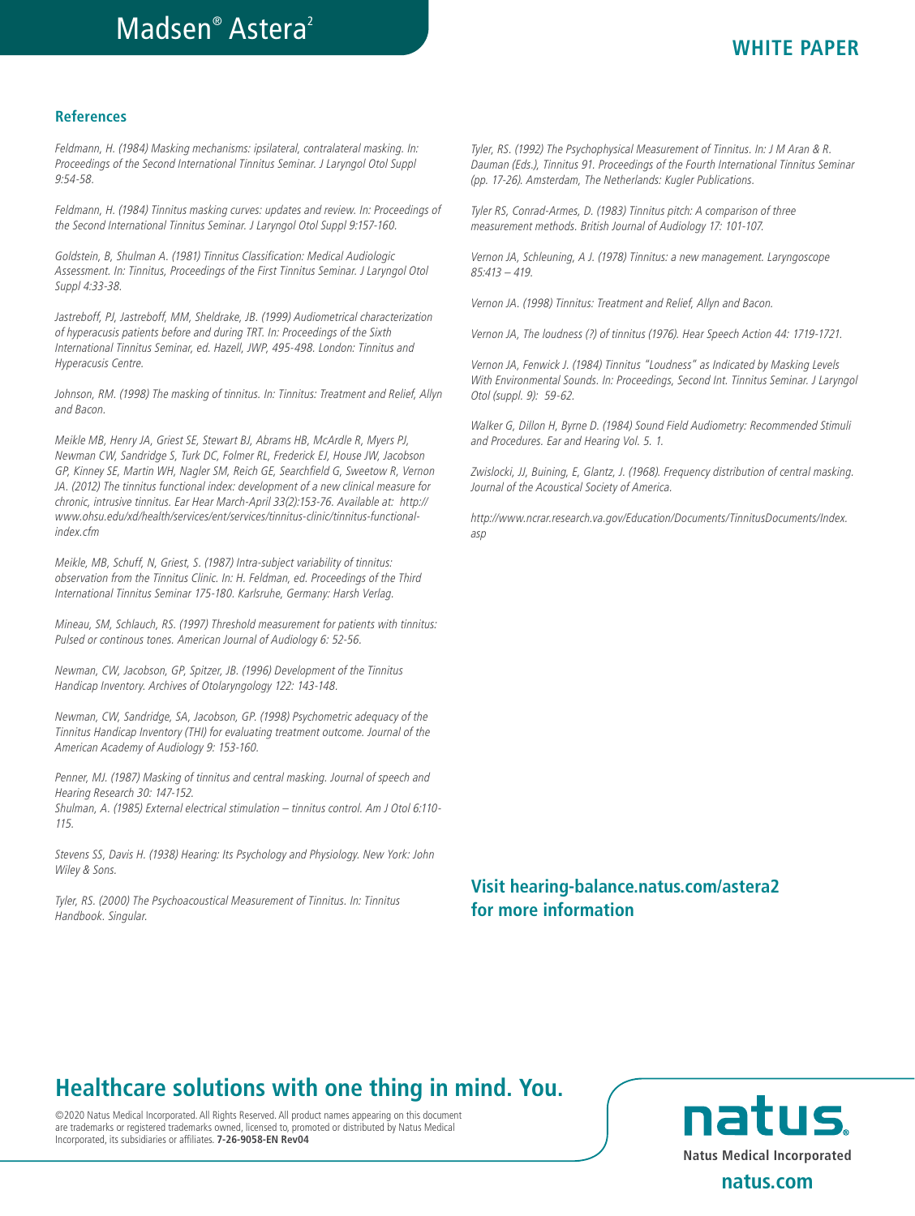## References

*Feldmann, H. (1984) Masking mechanisms: ipsilateral, contralateral masking. In: Proceedings of the Second International Tinnitus Seminar. J Laryngol Otol Suppl 9:54-58.*

*Feldmann, H. (1984) Tinnitus masking curves: updates and review. In: Proceedings of the Second International Tinnitus Seminar. J Laryngol Otol Suppl 9:157-160.*

*Goldstein, B, Shulman A. (1981) Tinnitus Classification: Medical Audiologic Assessment. In: Tinnitus, Proceedings of the First Tinnitus Seminar. J Laryngol Otol Suppl 4:33-38.*

*Jastreboff, PJ, Jastreboff, MM, Sheldrake, JB. (1999) Audiometrical characterization of hyperacusis patients before and during TRT. In: Proceedings of the Sixth International Tinnitus Seminar, ed. Hazell, JWP, 495-498. London: Tinnitus and Hyperacusis Centre.*

*Johnson, RM. (1998) The masking of tinnitus. In: Tinnitus: Treatment and Relief, Allyn and Bacon.*

*Meikle MB, Henry JA, Griest SE, Stewart BJ, Abrams HB, McArdle R, Myers PJ, Newman CW, Sandridge S, Turk DC, Folmer RL, Frederick EJ, House JW, Jacobson GP, Kinney SE, Martin WH, Nagler SM, Reich GE, Searchfield G, Sweetow R, Vernon JA. (2012) The tinnitus functional index: development of a new clinical measure for chronic, intrusive tinnitus. Ear Hear March-April 33(2):153-76. Available at: http://www.ohsu.edu/xd/health/services/ent/services/tinnitus-clinic/tinnitus-functional-index.cfm*

*Meikle, MB, Schuff, N, Griest, S. (1987) Intra-subject variability of tinnitus: observation from the Tinnitus Clinic. In: H. Feldman, ed. Proceedings of the Third International Tinnitus Seminar 175-180. Karlsruhe, Germany: Harsh Verlag.*

*Mineau, SM, Schlauch, RS. (1997) Threshold measurement for patients with tinnitus: Pulsed or continous tones. American Journal of Audiology 6: 52-56.*

*Newman, CW, Jacobson, GP, Spitzer, JB. (1996) Development of the Tinnitus Handicap Inventory. Archives of Otolaryngology 122: 143-148.*

*Newman, CW, Sandridge, SA, Jacobson, GP. (1998) Psychometric adequacy of the Tinnitus Handicap Inventory (THI) for evaluating treatment outcome. Journal of the American Academy of Audiology 9: 153-160.*

*Penner, MJ. (1987) Masking of tinnitus and central masking. Journal of speech and Hearing Research 30: 147-152.*

*Shulman, A. (1985) External electrical stimulation – tinnitus control. Am J Otol 6:110-115.*

*Stevens SS, Davis H. (1938) Hearing: Its Psychology and Physiology. New York: John Wiley & Sons.*

*Tyler, RS. (2000) The Psychoacoustical Measurement of Tinnitus. In: Tinnitus Handbook. Singular.*

*Tyler, RS. (1992) The Psychophysical Measurement of Tinnitus. In: J M Aran & R. Dauman (Eds.), Tinnitus 91. Proceedings of the Fourth International Tinnitus Seminar (pp. 17-26). Amsterdam, The Netherlands: Kugler Publications.*

*Tyler RS, Conrad-Armes, D. (1983) Tinnitus pitch: A comparison of three measurement methods. British Journal of Audiology 17: 101-107.*

*Vernon JA, Schleuning, A J. (1978) Tinnitus: a new management. Laryngoscope 85:413 – 419.*

*Vernon JA. (1998) Tinnitus: Treatment and Relief, Allyn and Bacon.*

*Vernon JA, The loudness (?) of tinnitus (1976). Hear Speech Action 44: 1719-1721.*

*Vernon JA, Fenwick J. (1984) Tinnitus "Loudness" as Indicated by Masking Levels With Environmental Sounds. In: Proceedings, Second Int. Tinnitus Seminar. J Laryngol Otol (suppl. 9): 59-62.*

*Walker G, Dillon H, Byrne D. (1984) Sound Field Audiometry: Recommended Stimuli and Procedures. Ear and Hearing Vol. 5. 1.*

*Zwislocki, JJ, Buining, E, Glantz, J. (1968). Frequency distribution of central masking. Journal of the Acoustical Society of America.*

*http://www.ncrar.research.va.gov/Education/Documents/TinnitusDocuments/Index.asp*

**Visit hearing-balance.natus.com/astera2 for more information**

## Healthcare solutions with one thing in mind. You.

©2020 Natus Medical Incorporated. All Rights Reserved. All product names appearing on this document are trademarks or registered trademarks owned, licensed to, promoted or distributed by Natus Medical Incorporated, its subsidiaries or affiliates. **7-26-9058-EN Rev04**

**Natus Medical Incorporated**

**natus.com**